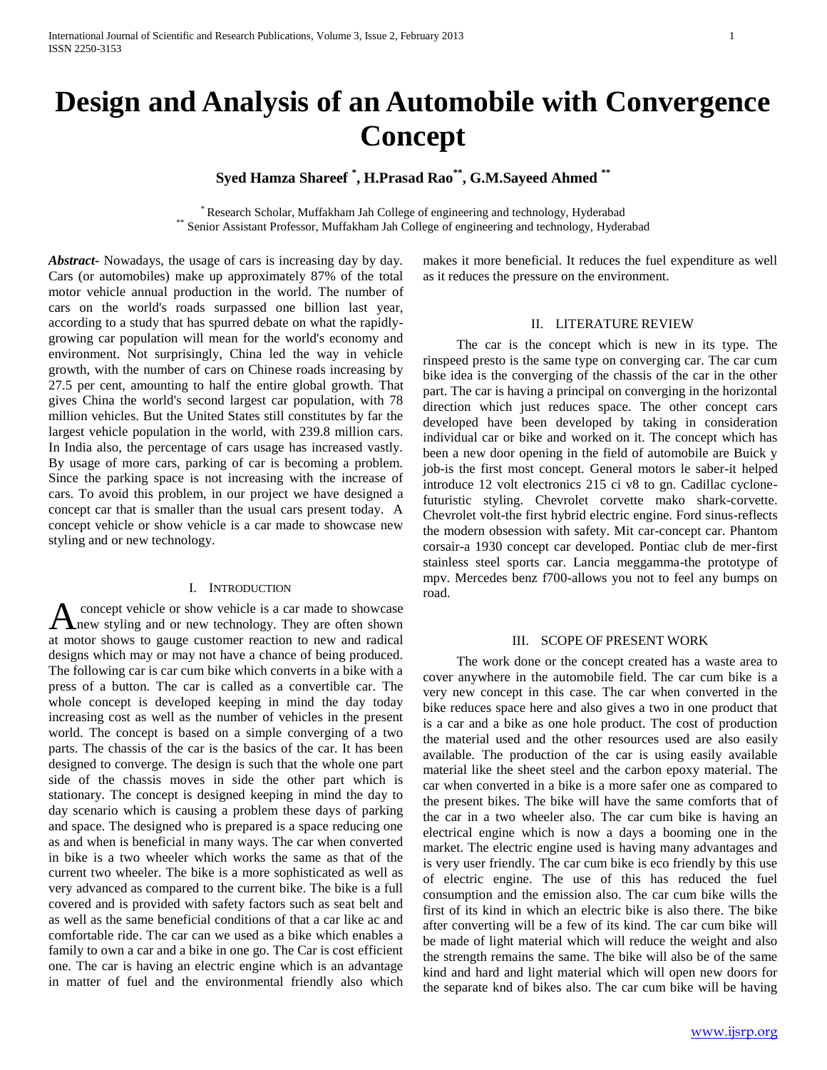# Design and Analysis of an Automobile with Convergence Concept

**Syed Hamza Shareef [*], H.Prasad Rao[**], G.M.Sayeed Ahmed [**]**

[*] Research Scholar, Muffakham Jah College of engineering and technology, Hyderabad
[**] Senior Assistant Professor, Muffakham Jah College of engineering and technology, Hyderabad

***Abstract-*** Nowadays, the usage of cars is increasing day by day. Cars (or automobiles) make up approximately 87% of the total motor vehicle annual production in the world. The number of cars on the world's roads surpassed one billion last year, according to a study that has spurred debate on what the rapidly-growing car population will mean for the world's economy and environment. Not surprisingly, China led the way in vehicle growth, with the number of cars on Chinese roads increasing by 27.5 per cent, amounting to half the entire global growth. That gives China the world's second largest car population, with 78 million vehicles. But the United States still constitutes by far the largest vehicle population in the world, with 239.8 million cars. In India also, the percentage of cars usage has increased vastly. By usage of more cars, parking of car is becoming a problem. Since the parking space is not increasing with the increase of cars. To avoid this problem, in our project we have designed a concept car that is smaller than the usual cars present today. A concept vehicle or show vehicle is a car made to showcase new styling and or new technology.

## I. Introduction

A concept vehicle or show vehicle is a car made to showcase new styling and or new technology. They are often shown at motor shows to gauge customer reaction to new and radical designs which may or may not have a chance of being produced. The following car is car cum bike which converts in a bike with a press of a button. The car is called as a convertible car. The whole concept is developed keeping in mind the day today increasing cost as well as the number of vehicles in the present world. The concept is based on a simple converging of a two parts. The chassis of the car is the basics of the car. It has been designed to converge. The design is such that the whole one part side of the chassis moves in side the other part which is stationary. The concept is designed keeping in mind the day to day scenario which is causing a problem these days of parking and space. The designed who is prepared is a space reducing one as and when is beneficial in many ways. The car when converted in bike is a two wheeler which works the same as that of the current two wheeler. The bike is a more sophisticated as well as very advanced as compared to the current bike. The bike is a full covered and is provided with safety factors such as seat belt and as well as the same beneficial conditions of that a car like ac and comfortable ride. The car can we used as a bike which enables a family to own a car and a bike in one go. The Car is cost efficient one. The car is having an electric engine which is an advantage in matter of fuel and the environmental friendly also which makes it more beneficial. It reduces the fuel expenditure as well as it reduces the pressure on the environment.

## II. Literature Review

The car is the concept which is new in its type. The rinspeed presto is the same type on converging car. The car cum bike idea is the converging of the chassis of the car in the other part. The car is having a principal on converging in the horizontal direction which just reduces space. The other concept cars developed have been developed by taking in consideration individual car or bike and worked on it. The concept which has been a new door opening in the field of automobile are Buick y job-is the first most concept. General motors le saber-it helped introduce 12 volt electronics 215 ci v8 to gn. Cadillac cyclone-futuristic styling. Chevrolet corvette mako shark-corvette. Chevrolet volt-the first hybrid electric engine. Ford sinus-reflects the modern obsession with safety. Mit car-concept car. Phantom corsair-a 1930 concept car developed. Pontiac club de mer-first stainless steel sports car. Lancia meggamma-the prototype of mpv. Mercedes benz f700-allows you not to feel any bumps on road.

## III. Scope of Present Work

The work done or the concept created has a waste area to cover anywhere in the automobile field. The car cum bike is a very new concept in this case. The car when converted in the bike reduces space here and also gives a two in one product that is a car and a bike as one hole product. The cost of production the material used and the other resources used are also easily available. The production of the car is using easily available material like the sheet steel and the carbon epoxy material. The car when converted in a bike is a more safer one as compared to the present bikes. The bike will have the same comforts that of the car in a two wheeler also. The car cum bike is having an electrical engine which is now a days a booming one in the market. The electric engine used is having many advantages and is very user friendly. The car cum bike is eco friendly by this use of electric engine. The use of this has reduced the fuel consumption and the emission also. The car cum bike wills the first of its kind in which an electric bike is also there. The bike after converting will be a few of its kind. The car cum bike will be made of light material which will reduce the weight and also the strength remains the same. The bike will also be of the same kind and hard and light material which will open new doors for the separate knd of bikes also. The car cum bike will be having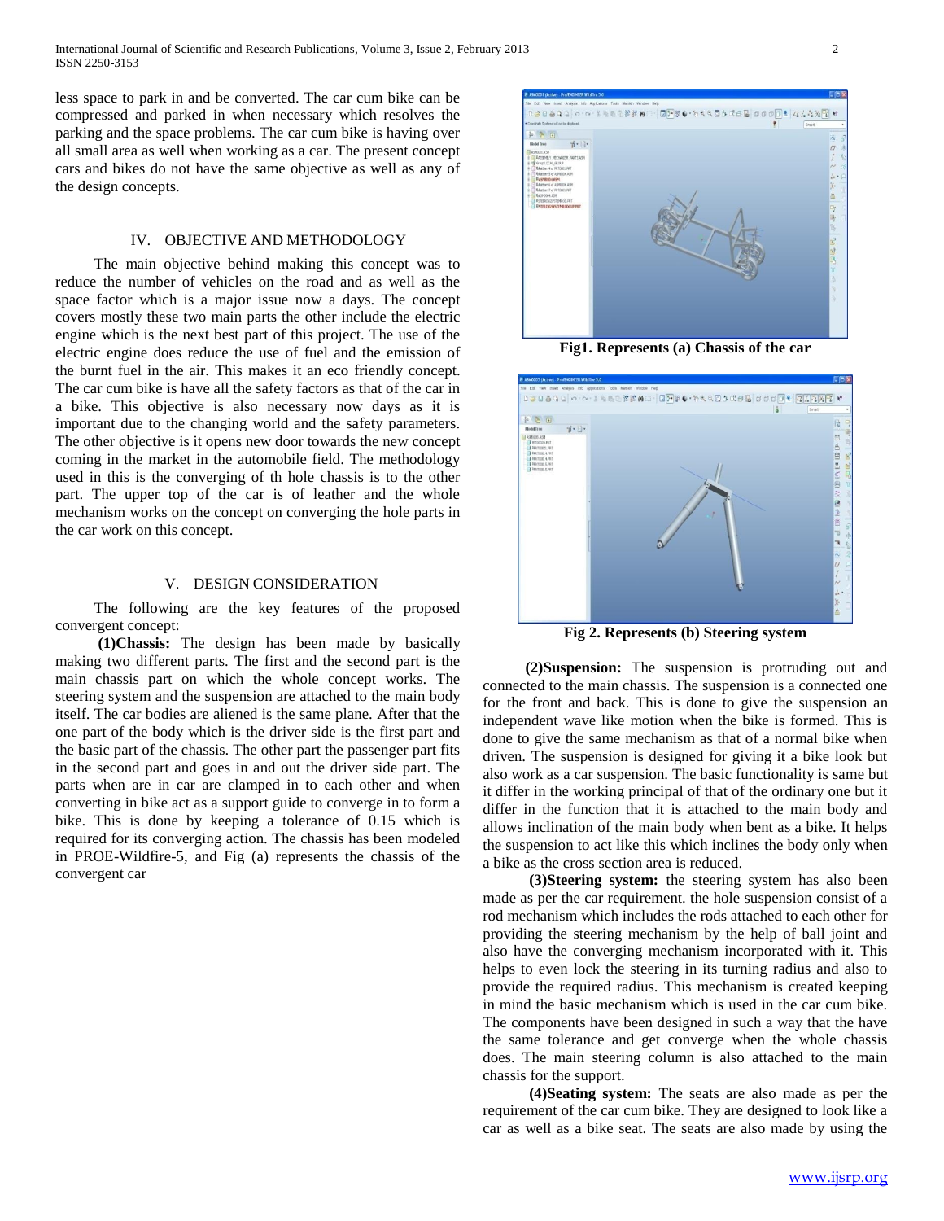less space to park in and be converted. The car cum bike can be compressed and parked in when necessary which resolves the parking and the space problems. The car cum bike is having over all small area as well when working as a car. The present concept cars and bikes do not have the same objective as well as any of the design concepts.

## IV. OBJECTIVE AND METHODOLOGY

The main objective behind making this concept was to reduce the number of vehicles on the road and as well as the space factor which is a major issue now a days. The concept covers mostly these two main parts the other include the electric engine which is the next best part of this project. The use of the electric engine does reduce the use of fuel and the emission of the burnt fuel in the air. This makes it an eco friendly concept. The car cum bike is have all the safety factors as that of the car in a bike. This objective is also necessary now days as it is important due to the changing world and the safety parameters. The other objective is it opens new door towards the new concept coming in the market in the automobile field. The methodology used in this is the converging of th hole chassis is to the other part. The upper top of the car is of leather and the whole mechanism works on the concept on converging the hole parts in the car work on this concept.

## V. DESIGN CONSIDERATION

The following are the key features of the proposed convergent concept:

**(1)Chassis:** The design has been made by basically making two different parts. The first and the second part is the main chassis part on which the whole concept works. The steering system and the suspension are attached to the main body itself. The car bodies are aliened is the same plane. After that the one part of the body which is the driver side is the first part and the basic part of the chassis. The other part the passenger part fits in the second part and goes in and out the driver side part. The parts when are in car are clamped in to each other and when converting in bike act as a support guide to converge in to form a bike. This is done by keeping a tolerance of 0.15 which is required for its converging action. The chassis has been modeled in PROE-Wildfire-5, and Fig (a) represents the chassis of the convergent car

**Fig1. Represents (a) Chassis of the car**

**Fig 2. Represents (b) Steering system**

**(2)Suspension:** The suspension is protruding out and connected to the main chassis. The suspension is a connected one for the front and back. This is done to give the suspension an independent wave like motion when the bike is formed. This is done to give the same mechanism as that of a normal bike when driven. The suspension is designed for giving it a bike look but also work as a car suspension. The basic functionality is same but it differ in the working principal of that of the ordinary one but it differ in the function that it is attached to the main body and allows inclination of the main body when bent as a bike. It helps the suspension to act like this which inclines the body only when a bike as the cross section area is reduced.

**(3)Steering system:** the steering system has also been made as per the car requirement. the hole suspension consist of a rod mechanism which includes the rods attached to each other for providing the steering mechanism by the help of ball joint and also have the converging mechanism incorporated with it. This helps to even lock the steering in its turning radius and also to provide the required radius. This mechanism is created keeping in mind the basic mechanism which is used in the car cum bike. The components have been designed in such a way that the have the same tolerance and get converge when the whole chassis does. The main steering column is also attached to the main chassis for the support.

**(4)Seating system:** The seats are also made as per the requirement of the car cum bike. They are designed to look like a car as well as a bike seat. The seats are also made by using the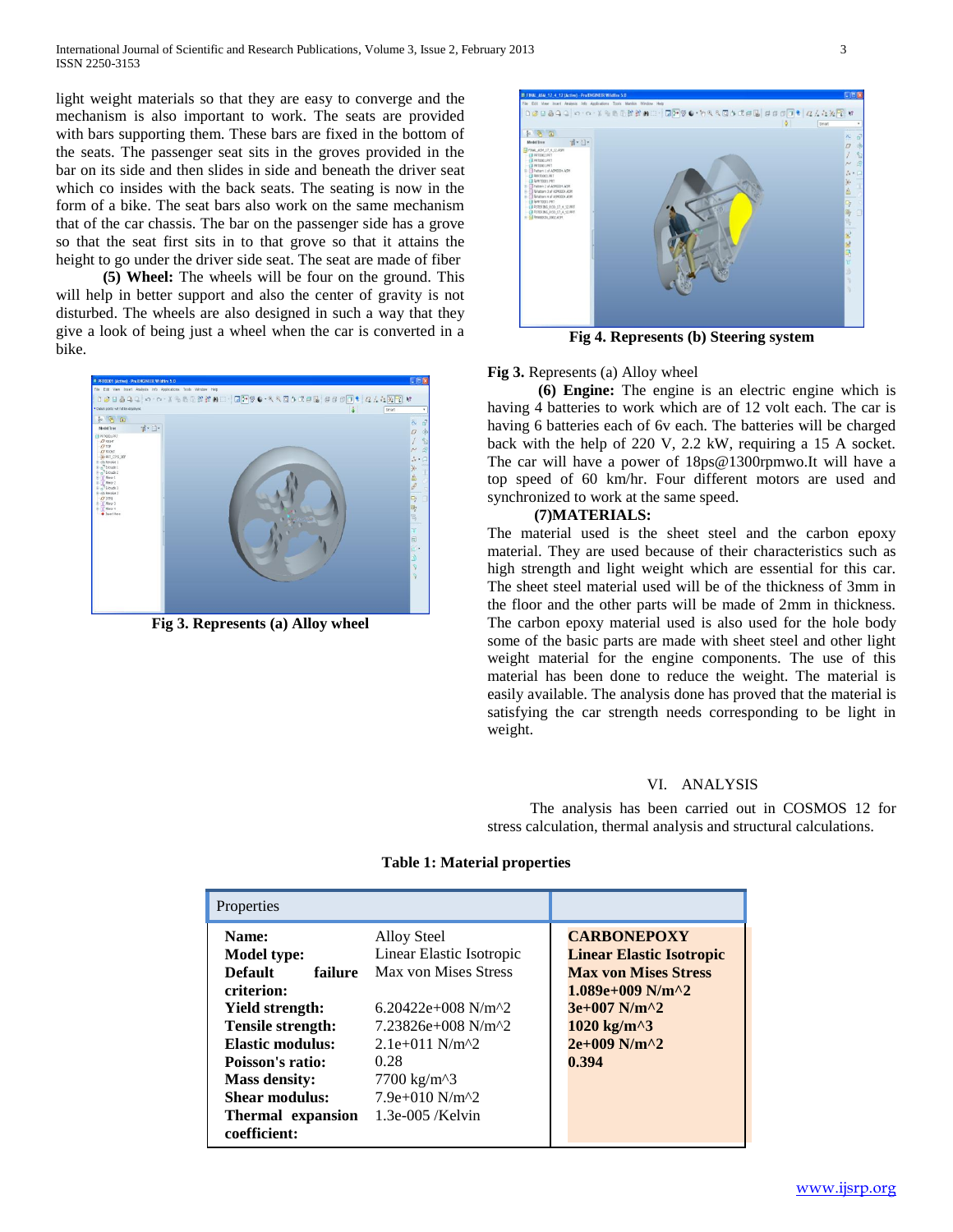light weight materials so that they are easy to converge and the mechanism is also important to work. The seats are provided with bars supporting them. These bars are fixed in the bottom of the seats. The passenger seat sits in the groves provided in the bar on its side and then slides in side and beneath the driver seat which co insides with the back seats. The seating is now in the form of a bike. The seat bars also work on the same mechanism that of the car chassis. The bar on the passenger side has a grove so that the seat first sits in to that grove so that it attains the height to go under the driver side seat. The seat are made of fiber

**(5) Wheel:** The wheels will be four on the ground. This will help in better support and also the center of gravity is not disturbed. The wheels are also designed in such a way that they give a look of being just a wheel when the car is converted in a bike.

**Fig 3. Represents (a) Alloy wheel**

**Fig 4. Represents (b) Steering system**

**Fig 3.** Represents (a) Alloy wheel

**(6) Engine:** The engine is an electric engine which is having 4 batteries to work which are of 12 volt each. The car is having 6 batteries each of 6v each. The batteries will be charged back with the help of 220 V, 2.2 kW, requiring a 15 A socket. The car will have a power of 18ps@1300rpmwo.It will have a top speed of 60 km/hr. Four different motors are used and synchronized to work at the same speed.

**(7)MATERIALS:**

The material used is the sheet steel and the carbon epoxy material. They are used because of their characteristics such as high strength and light weight which are essential for this car. The sheet steel material used will be of the thickness of 3mm in the floor and the other parts will be made of 2mm in thickness. The carbon epoxy material used is also used for the hole body some of the basic parts are made with sheet steel and other light weight material for the engine components. The use of this material has been done to reduce the weight. The material is easily available. The analysis done has proved that the material is satisfying the car strength needs corresponding to be light in weight.

## VI. ANALYSIS

The analysis has been carried out in COSMOS 12 for stress calculation, thermal analysis and structural calculations.

**Table 1: Material properties**

| Properties | | |
|---|---|---|
| **Name:** | Alloy Steel | **CARBONEPOXY** |
| **Model type:** | Linear Elastic Isotropic | **Linear Elastic Isotropic** |
| **Default failure criterion:** | Max von Mises Stress | **Max von Mises Stress** |
| **Yield strength:** | 6.20422e+008 N/m^2 | **1.089e+009 N/m^2** |
| **Tensile strength:** | 7.23826e+008 N/m^2 | **3e+007 N/m^2** |
| **Elastic modulus:** | 2.1e+011 N/m^2 | **1020 kg/m^3** |
| **Poisson's ratio:** | 0.28 | **2e+009 N/m^2** |
| **Mass density:** | 7700 kg/m^3 | **0.394** |
| **Shear modulus:** | 7.9e+010 N/m^2 | |
| **Thermal expansion coefficient:** | 1.3e-005 /Kelvin | |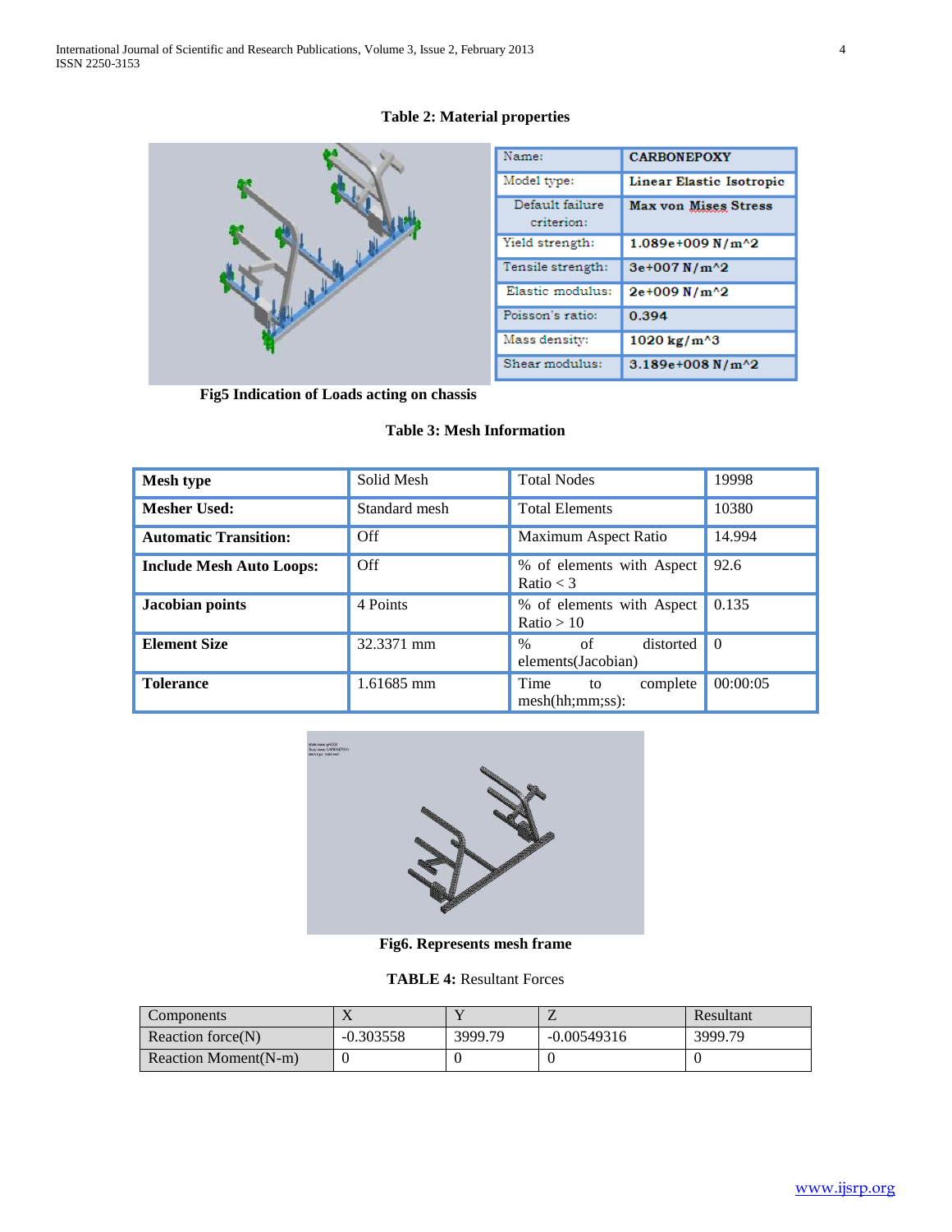**Table 2: Material properties**

| Name: | CARBONEPOXY |
|---|---|
| Model type: | Linear Elastic Isotropic |
| Default failure criterion: | Max von Mises Stress |
| Yield strength: | 1.089e+009 N/m^2 |
| Tensile strength: | 3e+007 N/m^2 |
| Elastic modulus: | 2e+009 N/m^2 |
| Poisson's ratio: | 0.394 |
| Mass density: | 1020 kg/m^3 |
| Shear modulus: | 3.189e+008 N/m^2 |

**Fig5 Indication of Loads acting on chassis**

**Table 3: Mesh Information**

| **Mesh type** | Solid Mesh | Total Nodes | 19998 |
|---|---|---|---|
| **Mesher Used:** | Standard mesh | Total Elements | 10380 |
| **Automatic Transition:** | Off | Maximum Aspect Ratio | 14.994 |
| **Include Mesh Auto Loops:** | Off | % of elements with Aspect Ratio < 3 | 92.6 |
| **Jacobian points** | 4 Points | % of elements with Aspect Ratio > 10 | 0.135 |
| **Element Size** | 32.3371 mm | % of distorted elements(Jacobian) | 0 |
| **Tolerance** | 1.61685 mm | Time to complete mesh(hh;mm;ss): | 00:00:05 |

**Fig6. Represents mesh frame**

**TABLE 4:** Resultant Forces

| Components | X | Y | Z | Resultant |
|---|---|---|---|---|
| Reaction force(N) | -0.303558 | 3999.79 | -0.00549316 | 3999.79 |
| Reaction Moment(N-m) | 0 | 0 | 0 | 0 |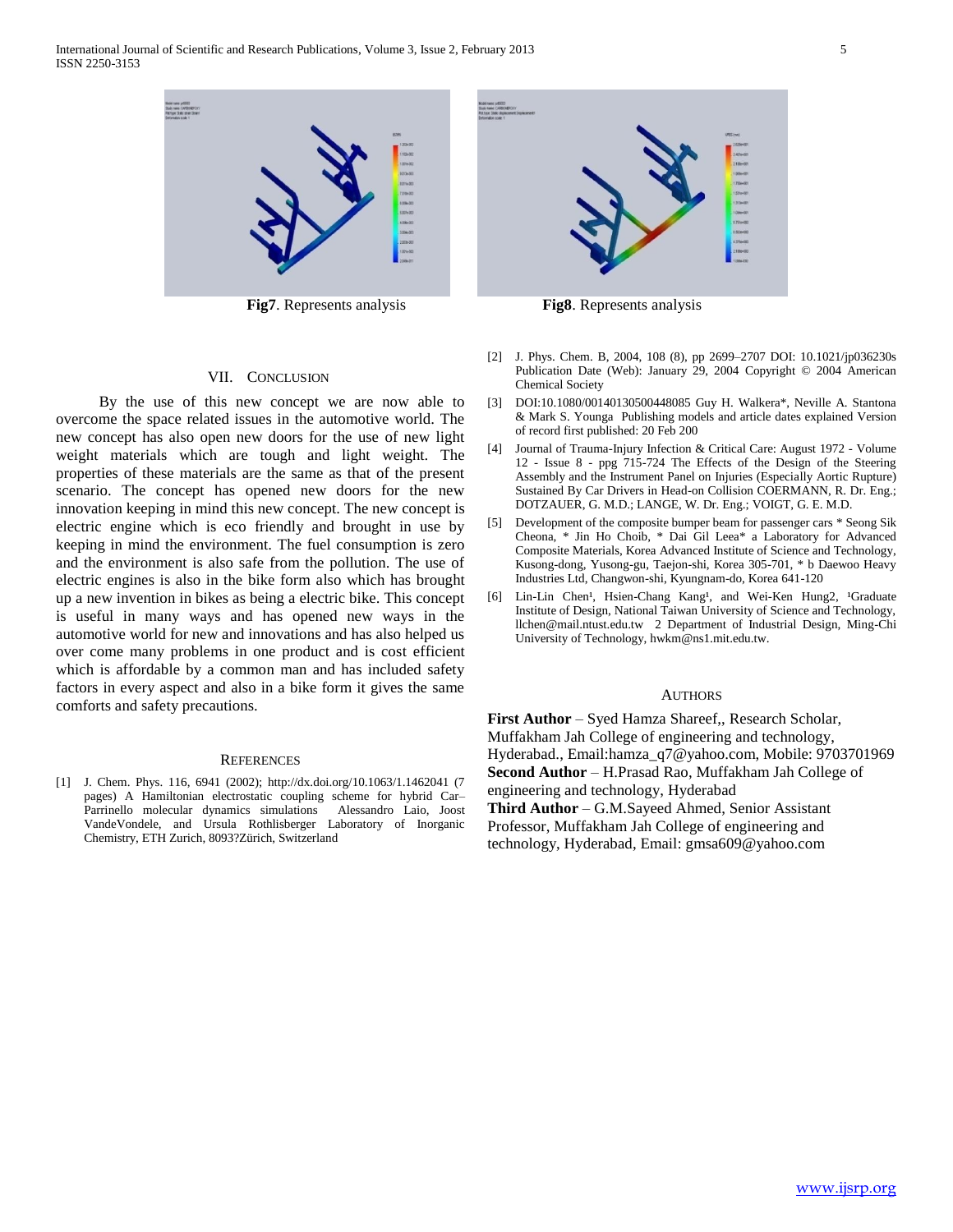**Fig7**. Represents analysis

**Fig8**. Represents analysis

## VII. Conclusion

By the use of this new concept we are now able to overcome the space related issues in the automotive world. The new concept has also open new doors for the use of new light weight materials which are tough and light weight. The properties of these materials are the same as that of the present scenario. The concept has opened new doors for the new innovation keeping in mind this new concept. The new concept is electric engine which is eco friendly and brought in use by keeping in mind the environment. The fuel consumption is zero and the environment is also safe from the pollution. The use of electric engines is also in the bike form also which has brought up a new invention in bikes as being a electric bike. This concept is useful in many ways and has opened new ways in the automotive world for new and innovations and has also helped us over come many problems in one product and is cost efficient which is affordable by a common man and has included safety factors in every aspect and also in a bike form it gives the same comforts and safety precautions.

## References

[1] J. Chem. Phys. 116, 6941 (2002); http://dx.doi.org/10.1063/1.1462041 (7 pages) A Hamiltonian electrostatic coupling scheme for hybrid Car–Parrinello molecular dynamics simulations Alessandro Laio, Joost VandeVondele, and Ursula Rothlisberger Laboratory of Inorganic Chemistry, ETH Zurich, 8093?Zürich, Switzerland

[2] J. Phys. Chem. B, 2004, 108 (8), pp 2699–2707 DOI: 10.1021/jp036230s Publication Date (Web): January 29, 2004 Copyright © 2004 American Chemical Society

[3] DOI:10.1080/00140130500448085 Guy H. Walkera*, Neville A. Stantona & Mark S. Younga Publishing models and article dates explained Version of record first published: 20 Feb 200

[4] Journal of Trauma-Injury Infection & Critical Care: August 1972 - Volume 12 - Issue 8 - ppg 715-724 The Effects of the Design of the Steering Assembly and the Instrument Panel on Injuries (Especially Aortic Rupture) Sustained By Car Drivers in Head-on Collision COERMANN, R. Dr. Eng.; DOTZAUER, G. M.D.; LANGE, W. Dr. Eng.; VOIGT, G. E. M.D.

[5] Development of the composite bumper beam for passenger cars * Seong Sik Cheona, * Jin Ho Choib, * Dai Gil Leea* a Laboratory for Advanced Composite Materials, Korea Advanced Institute of Science and Technology, Kusong-dong, Yusong-gu, Taejon-shi, Korea 305-701, * b Daewoo Heavy Industries Ltd, Changwon-shi, Kyungnam-do, Korea 641-120

[6] Lin-Lin Chen[1], Hsien-Chang Kang[1], and Wei-Ken Hung2, [1]Graduate Institute of Design, National Taiwan University of Science and Technology, llchen@mail.ntust.edu.tw 2 Department of Industrial Design, Ming-Chi University of Technology, hwkm@ns1.mit.edu.tw.

## Authors

**First Author** – Syed Hamza Shareef,, Research Scholar, Muffakham Jah College of engineering and technology, Hyderabad., Email:hamza_q7@yahoo.com, Mobile: 9703701969

**Second Author** – H.Prasad Rao, Muffakham Jah College of engineering and technology, Hyderabad

**Third Author** – G.M.Sayeed Ahmed, Senior Assistant Professor, Muffakham Jah College of engineering and technology, Hyderabad, Email: gmsa609@yahoo.com